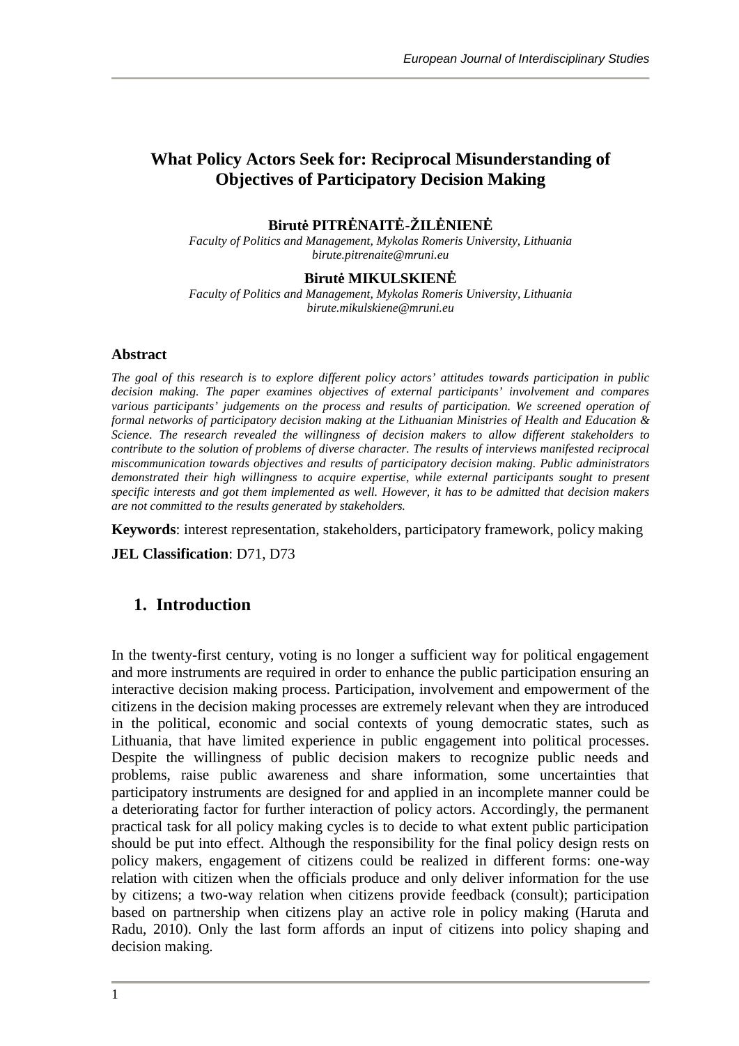# What Policy Actors Seek for: Reciprocal Misunderstanding of Objectives of Participatory Decision Making

**Birutė PITRĖNAITĖ-ŽILĖNIENĖ**

*Faculty of Politics and Management, Mykolas Romeris University, Lithuania*
*birute.pitrenaite@mruni.eu*

**Birutė MIKULSKIENĖ**

*Faculty of Politics and Management, Mykolas Romeris University, Lithuania*
*birute.mikulskiene@mruni.eu*

### Abstract

*The goal of this research is to explore different policy actors' attitudes towards participation in public decision making. The paper examines objectives of external participants' involvement and compares various participants' judgements on the process and results of participation. We screened operation of formal networks of participatory decision making at the Lithuanian Ministries of Health and Education & Science. The research revealed the willingness of decision makers to allow different stakeholders to contribute to the solution of problems of diverse character. The results of interviews manifested reciprocal miscommunication towards objectives and results of participatory decision making. Public administrators demonstrated their high willingness to acquire expertise, while external participants sought to present specific interests and got them implemented as well. However, it has to be admitted that decision makers are not committed to the results generated by stakeholders.*

**Keywords**: interest representation, stakeholders, participatory framework, policy making

**JEL Classification**: D71, D73

## 1. Introduction

In the twenty-first century, voting is no longer a sufficient way for political engagement and more instruments are required in order to enhance the public participation ensuring an interactive decision making process. Participation, involvement and empowerment of the citizens in the decision making processes are extremely relevant when they are introduced in the political, economic and social contexts of young democratic states, such as Lithuania, that have limited experience in public engagement into political processes. Despite the willingness of public decision makers to recognize public needs and problems, raise public awareness and share information, some uncertainties that participatory instruments are designed for and applied in an incomplete manner could be a deteriorating factor for further interaction of policy actors. Accordingly, the permanent practical task for all policy making cycles is to decide to what extent public participation should be put into effect. Although the responsibility for the final policy design rests on policy makers, engagement of citizens could be realized in different forms: one-way relation with citizen when the officials produce and only deliver information for the use by citizens; a two-way relation when citizens provide feedback (consult); participation based on partnership when citizens play an active role in policy making (Haruta and Radu, 2010). Only the last form affords an input of citizens into policy shaping and decision making.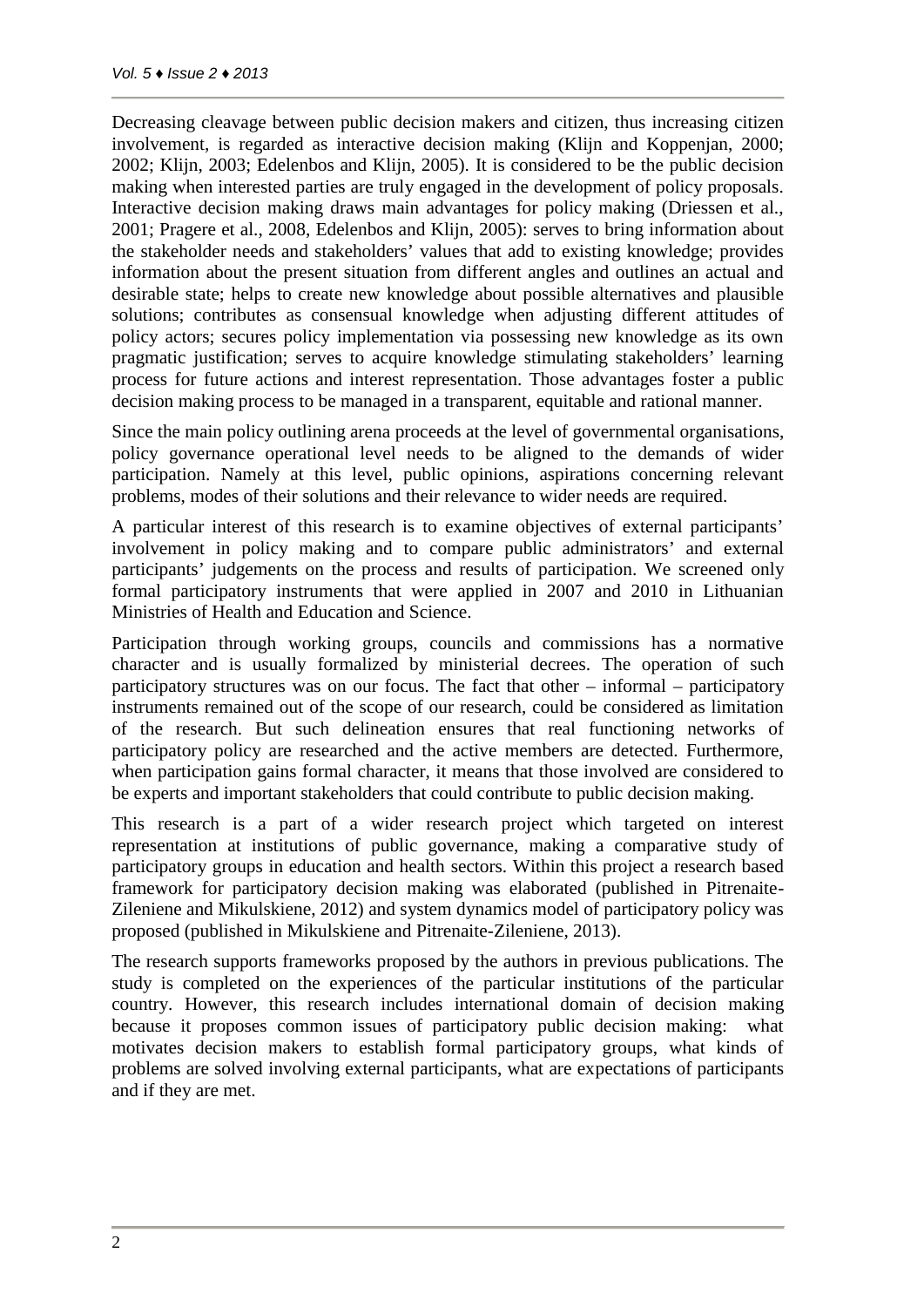Decreasing cleavage between public decision makers and citizen, thus increasing citizen involvement, is regarded as interactive decision making (Klijn and Koppenjan, 2000; 2002; Klijn, 2003; Edelenbos and Klijn, 2005). It is considered to be the public decision making when interested parties are truly engaged in the development of policy proposals. Interactive decision making draws main advantages for policy making (Driessen et al., 2001; Pragere et al., 2008, Edelenbos and Klijn, 2005): serves to bring information about the stakeholder needs and stakeholders' values that add to existing knowledge; provides information about the present situation from different angles and outlines an actual and desirable state; helps to create new knowledge about possible alternatives and plausible solutions; contributes as consensual knowledge when adjusting different attitudes of policy actors; secures policy implementation via possessing new knowledge as its own pragmatic justification; serves to acquire knowledge stimulating stakeholders' learning process for future actions and interest representation. Those advantages foster a public decision making process to be managed in a transparent, equitable and rational manner.

Since the main policy outlining arena proceeds at the level of governmental organisations, policy governance operational level needs to be aligned to the demands of wider participation. Namely at this level, public opinions, aspirations concerning relevant problems, modes of their solutions and their relevance to wider needs are required.

A particular interest of this research is to examine objectives of external participants' involvement in policy making and to compare public administrators' and external participants' judgements on the process and results of participation. We screened only formal participatory instruments that were applied in 2007 and 2010 in Lithuanian Ministries of Health and Education and Science.

Participation through working groups, councils and commissions has a normative character and is usually formalized by ministerial decrees. The operation of such participatory structures was on our focus. The fact that other – informal – participatory instruments remained out of the scope of our research, could be considered as limitation of the research. But such delineation ensures that real functioning networks of participatory policy are researched and the active members are detected. Furthermore, when participation gains formal character, it means that those involved are considered to be experts and important stakeholders that could contribute to public decision making.

This research is a part of a wider research project which targeted on interest representation at institutions of public governance, making a comparative study of participatory groups in education and health sectors. Within this project a research based framework for participatory decision making was elaborated (published in Pitrenaite-Zileniene and Mikulskiene, 2012) and system dynamics model of participatory policy was proposed (published in Mikulskiene and Pitrenaite-Zileniene, 2013).

The research supports frameworks proposed by the authors in previous publications. The study is completed on the experiences of the particular institutions of the particular country. However, this research includes international domain of decision making because it proposes common issues of participatory public decision making: what motivates decision makers to establish formal participatory groups, what kinds of problems are solved involving external participants, what are expectations of participants and if they are met.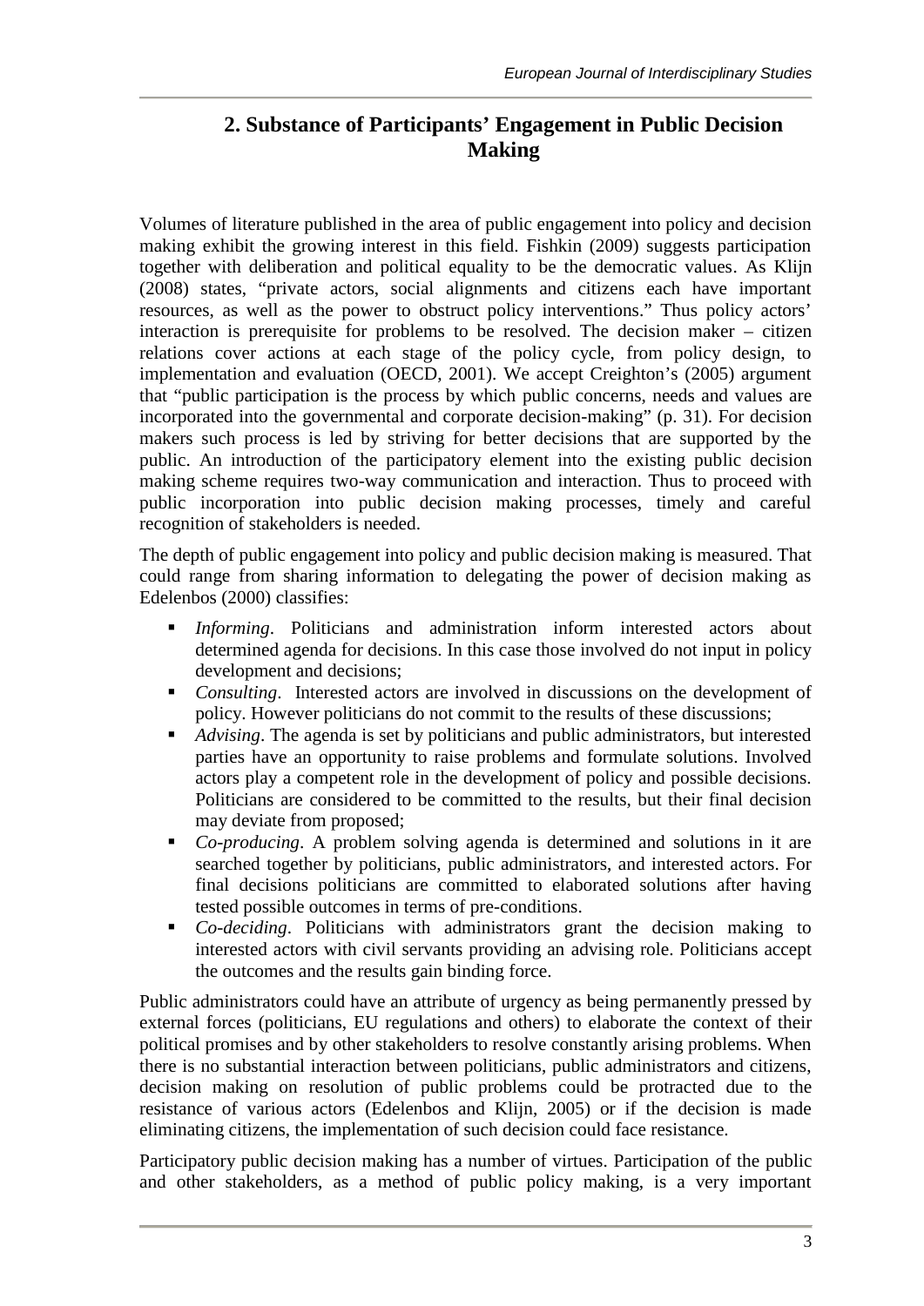## 2. Substance of Participants' Engagement in Public Decision Making

Volumes of literature published in the area of public engagement into policy and decision making exhibit the growing interest in this field. Fishkin (2009) suggests participation together with deliberation and political equality to be the democratic values. As Klijn (2008) states, "private actors, social alignments and citizens each have important resources, as well as the power to obstruct policy interventions." Thus policy actors' interaction is prerequisite for problems to be resolved. The decision maker – citizen relations cover actions at each stage of the policy cycle, from policy design, to implementation and evaluation (OECD, 2001). We accept Creighton's (2005) argument that "public participation is the process by which public concerns, needs and values are incorporated into the governmental and corporate decision-making" (p. 31). For decision makers such process is led by striving for better decisions that are supported by the public. An introduction of the participatory element into the existing public decision making scheme requires two-way communication and interaction. Thus to proceed with public incorporation into public decision making processes, timely and careful recognition of stakeholders is needed.

The depth of public engagement into policy and public decision making is measured. That could range from sharing information to delegating the power of decision making as Edelenbos (2000) classifies:

- *Informing*. Politicians and administration inform interested actors about determined agenda for decisions. In this case those involved do not input in policy development and decisions;
- *Consulting*. Interested actors are involved in discussions on the development of policy. However politicians do not commit to the results of these discussions;
- *Advising*. The agenda is set by politicians and public administrators, but interested parties have an opportunity to raise problems and formulate solutions. Involved actors play a competent role in the development of policy and possible decisions. Politicians are considered to be committed to the results, but their final decision may deviate from proposed;
- *Co-producing*. A problem solving agenda is determined and solutions in it are searched together by politicians, public administrators, and interested actors. For final decisions politicians are committed to elaborated solutions after having tested possible outcomes in terms of pre-conditions.
- *Co-deciding*. Politicians with administrators grant the decision making to interested actors with civil servants providing an advising role. Politicians accept the outcomes and the results gain binding force.

Public administrators could have an attribute of urgency as being permanently pressed by external forces (politicians, EU regulations and others) to elaborate the context of their political promises and by other stakeholders to resolve constantly arising problems. When there is no substantial interaction between politicians, public administrators and citizens, decision making on resolution of public problems could be protracted due to the resistance of various actors (Edelenbos and Klijn, 2005) or if the decision is made eliminating citizens, the implementation of such decision could face resistance.

Participatory public decision making has a number of virtues. Participation of the public and other stakeholders, as a method of public policy making, is a very important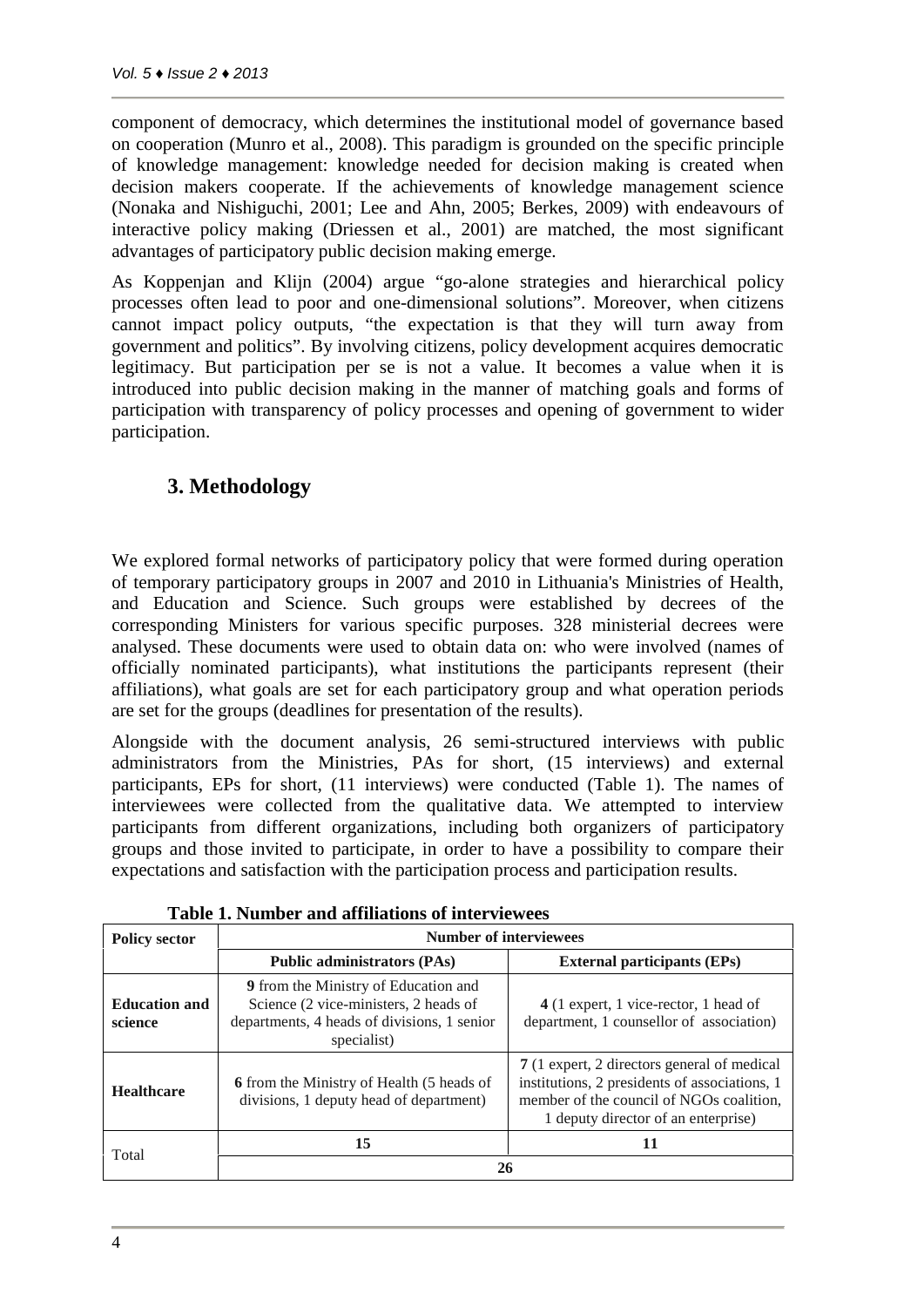component of democracy, which determines the institutional model of governance based on cooperation (Munro et al., 2008). This paradigm is grounded on the specific principle of knowledge management: knowledge needed for decision making is created when decision makers cooperate. If the achievements of knowledge management science (Nonaka and Nishiguchi, 2001; Lee and Ahn, 2005; Berkes, 2009) with endeavours of interactive policy making (Driessen et al., 2001) are matched, the most significant advantages of participatory public decision making emerge.

As Koppenjan and Klijn (2004) argue "go-alone strategies and hierarchical policy processes often lead to poor and one-dimensional solutions". Moreover, when citizens cannot impact policy outputs, "the expectation is that they will turn away from government and politics". By involving citizens, policy development acquires democratic legitimacy. But participation per se is not a value. It becomes a value when it is introduced into public decision making in the manner of matching goals and forms of participation with transparency of policy processes and opening of government to wider participation.

## 3. Methodology

We explored formal networks of participatory policy that were formed during operation of temporary participatory groups in 2007 and 2010 in Lithuania's Ministries of Health, and Education and Science. Such groups were established by decrees of the corresponding Ministers for various specific purposes. 328 ministerial decrees were analysed. These documents were used to obtain data on: who were involved (names of officially nominated participants), what institutions the participants represent (their affiliations), what goals are set for each participatory group and what operation periods are set for the groups (deadlines for presentation of the results).

Alongside with the document analysis, 26 semi-structured interviews with public administrators from the Ministries, PAs for short, (15 interviews) and external participants, EPs for short, (11 interviews) were conducted (Table 1). The names of interviewees were collected from the qualitative data. We attempted to interview participants from different organizations, including both organizers of participatory groups and those invited to participate, in order to have a possibility to compare their expectations and satisfaction with the participation process and participation results.

**Table 1. Number and affiliations of interviewees**

| Policy sector | Number of interviewees | |
|---|---|---|
| | **Public administrators (PAs)** | **External participants (EPs)** |
| **Education and science** | **9** from the Ministry of Education and Science (2 vice-ministers, 2 heads of departments, 4 heads of divisions, 1 senior specialist) | **4** (1 expert, 1 vice-rector, 1 head of department, 1 counsellor of association) |
| **Healthcare** | **6** from the Ministry of Health (5 heads of divisions, 1 deputy head of department) | **7** (1 expert, 2 directors general of medical institutions, 2 presidents of associations, 1 member of the council of NGOs coalition, 1 deputy director of an enterprise) |
| Total | **15** | **11** |
| | **26** | |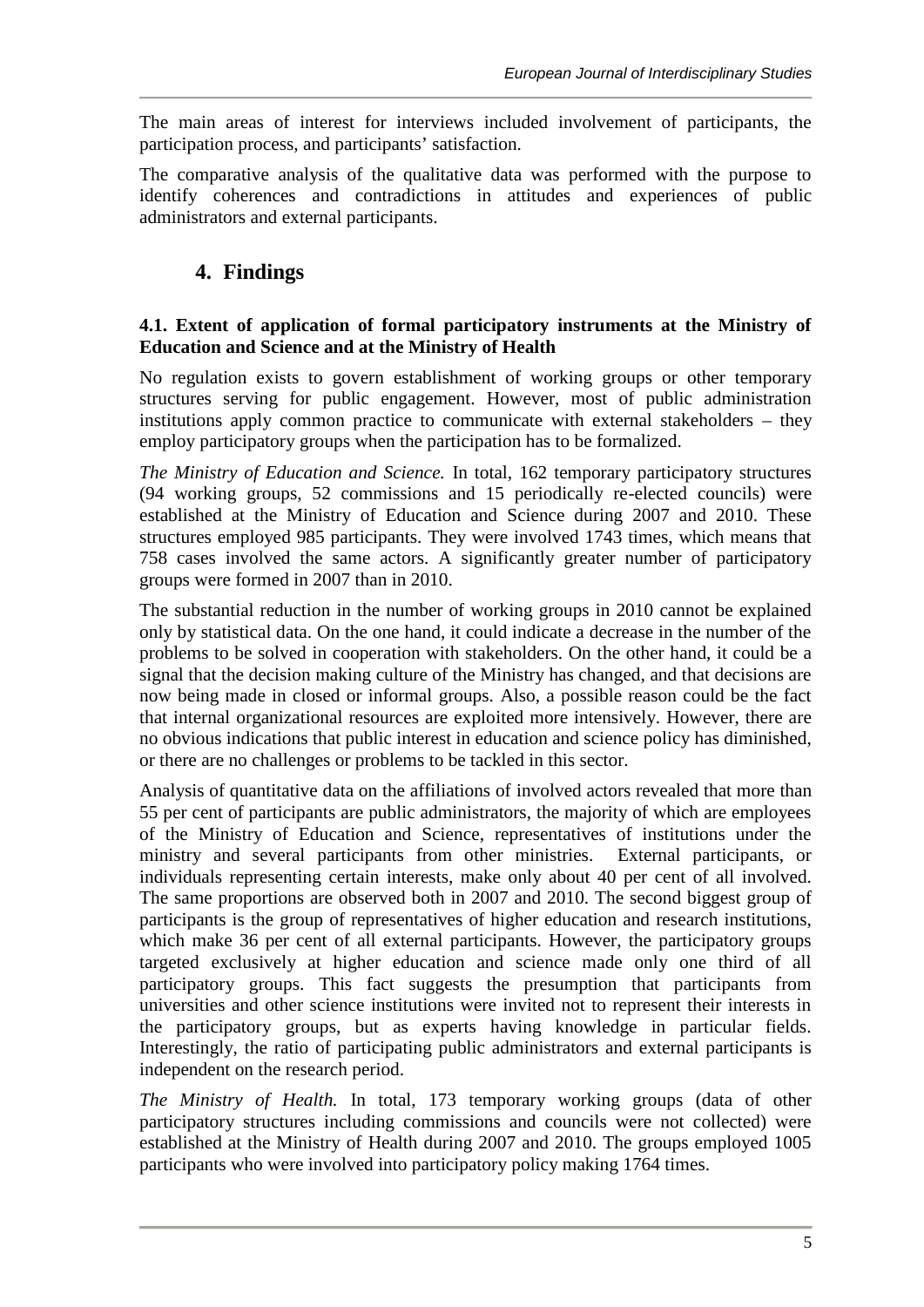The main areas of interest for interviews included involvement of participants, the participation process, and participants' satisfaction.

The comparative analysis of the qualitative data was performed with the purpose to identify coherences and contradictions in attitudes and experiences of public administrators and external participants.

## 4. Findings

### 4.1. Extent of application of formal participatory instruments at the Ministry of Education and Science and at the Ministry of Health

No regulation exists to govern establishment of working groups or other temporary structures serving for public engagement. However, most of public administration institutions apply common practice to communicate with external stakeholders – they employ participatory groups when the participation has to be formalized.

*The Ministry of Education and Science.* In total, 162 temporary participatory structures (94 working groups, 52 commissions and 15 periodically re-elected councils) were established at the Ministry of Education and Science during 2007 and 2010. These structures employed 985 participants. They were involved 1743 times, which means that 758 cases involved the same actors. A significantly greater number of participatory groups were formed in 2007 than in 2010.

The substantial reduction in the number of working groups in 2010 cannot be explained only by statistical data. On the one hand, it could indicate a decrease in the number of the problems to be solved in cooperation with stakeholders. On the other hand, it could be a signal that the decision making culture of the Ministry has changed, and that decisions are now being made in closed or informal groups. Also, a possible reason could be the fact that internal organizational resources are exploited more intensively. However, there are no obvious indications that public interest in education and science policy has diminished, or there are no challenges or problems to be tackled in this sector.

Analysis of quantitative data on the affiliations of involved actors revealed that more than 55 per cent of participants are public administrators, the majority of which are employees of the Ministry of Education and Science, representatives of institutions under the ministry and several participants from other ministries. External participants, or individuals representing certain interests, make only about 40 per cent of all involved. The same proportions are observed both in 2007 and 2010. The second biggest group of participants is the group of representatives of higher education and research institutions, which make 36 per cent of all external participants. However, the participatory groups targeted exclusively at higher education and science made only one third of all participatory groups. This fact suggests the presumption that participants from universities and other science institutions were invited not to represent their interests in the participatory groups, but as experts having knowledge in particular fields. Interestingly, the ratio of participating public administrators and external participants is independent on the research period.

*The Ministry of Health.* In total, 173 temporary working groups (data of other participatory structures including commissions and councils were not collected) were established at the Ministry of Health during 2007 and 2010. The groups employed 1005 participants who were involved into participatory policy making 1764 times.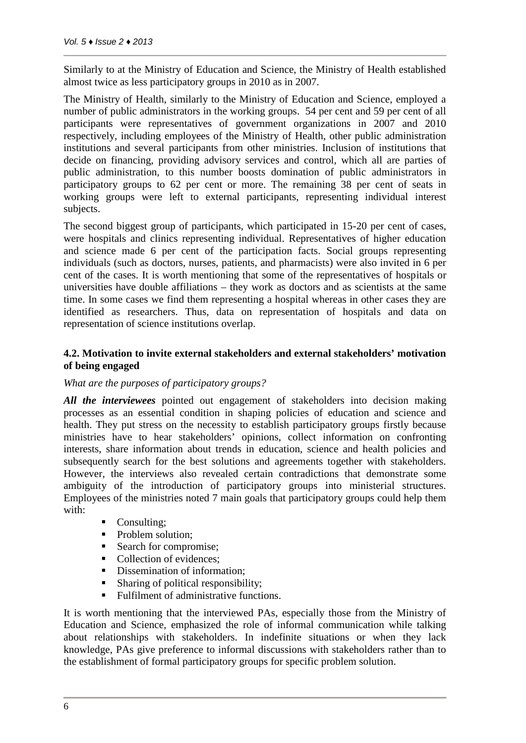Similarly to at the Ministry of Education and Science, the Ministry of Health established almost twice as less participatory groups in 2010 as in 2007.

The Ministry of Health, similarly to the Ministry of Education and Science, employed a number of public administrators in the working groups. 54 per cent and 59 per cent of all participants were representatives of government organizations in 2007 and 2010 respectively, including employees of the Ministry of Health, other public administration institutions and several participants from other ministries. Inclusion of institutions that decide on financing, providing advisory services and control, which all are parties of public administration, to this number boosts domination of public administrators in participatory groups to 62 per cent or more. The remaining 38 per cent of seats in working groups were left to external participants, representing individual interest subjects.

The second biggest group of participants, which participated in 15-20 per cent of cases, were hospitals and clinics representing individual. Representatives of higher education and science made 6 per cent of the participation facts. Social groups representing individuals (such as doctors, nurses, patients, and pharmacists) were also invited in 6 per cent of the cases. It is worth mentioning that some of the representatives of hospitals or universities have double affiliations – they work as doctors and as scientists at the same time. In some cases we find them representing a hospital whereas in other cases they are identified as researchers. Thus, data on representation of hospitals and data on representation of science institutions overlap.

### 4.2. Motivation to invite external stakeholders and external stakeholders' motivation of being engaged

*What are the purposes of participatory groups?*

***All the interviewees*** pointed out engagement of stakeholders into decision making processes as an essential condition in shaping policies of education and science and health. They put stress on the necessity to establish participatory groups firstly because ministries have to hear stakeholders' opinions, collect information on confronting interests, share information about trends in education, science and health policies and subsequently search for the best solutions and agreements together with stakeholders. However, the interviews also revealed certain contradictions that demonstrate some ambiguity of the introduction of participatory groups into ministerial structures. Employees of the ministries noted 7 main goals that participatory groups could help them with:

- Consulting;
- Problem solution;
- Search for compromise;
- Collection of evidences;
- Dissemination of information;
- Sharing of political responsibility;
- Fulfilment of administrative functions.

It is worth mentioning that the interviewed PAs, especially those from the Ministry of Education and Science, emphasized the role of informal communication while talking about relationships with stakeholders. In indefinite situations or when they lack knowledge, PAs give preference to informal discussions with stakeholders rather than to the establishment of formal participatory groups for specific problem solution.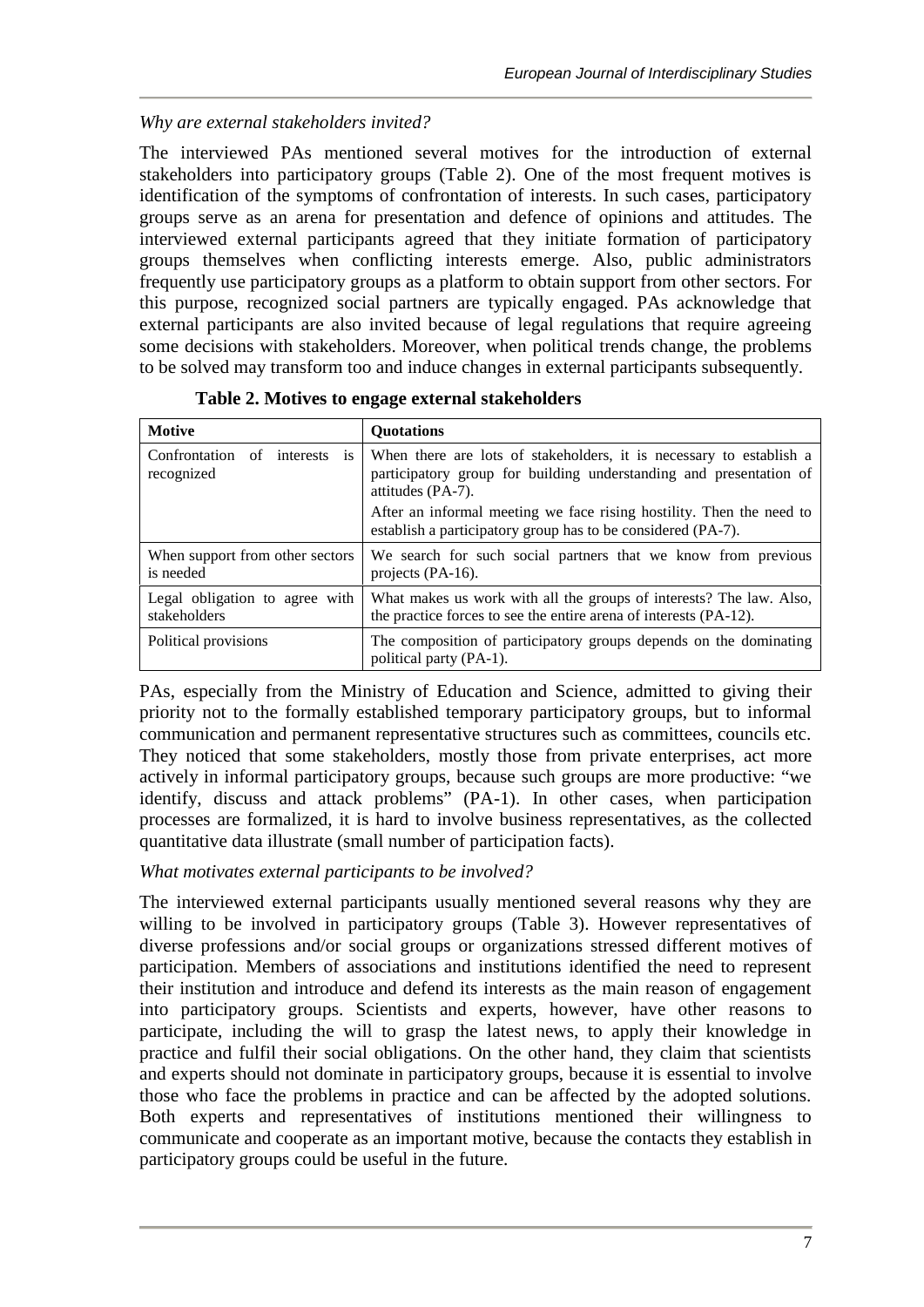*Why are external stakeholders invited?*

The interviewed PAs mentioned several motives for the introduction of external stakeholders into participatory groups (Table 2). One of the most frequent motives is identification of the symptoms of confrontation of interests. In such cases, participatory groups serve as an arena for presentation and defence of opinions and attitudes. The interviewed external participants agreed that they initiate formation of participatory groups themselves when conflicting interests emerge. Also, public administrators frequently use participatory groups as a platform to obtain support from other sectors. For this purpose, recognized social partners are typically engaged. PAs acknowledge that external participants are also invited because of legal regulations that require agreeing some decisions with stakeholders. Moreover, when political trends change, the problems to be solved may transform too and induce changes in external participants subsequently.

**Table 2. Motives to engage external stakeholders**

| **Motive** | **Quotations** |
|---|---|
| Confrontation of interests is recognized | When there are lots of stakeholders, it is necessary to establish a participatory group for building understanding and presentation of attitudes (PA-7). After an informal meeting we face rising hostility. Then the need to establish a participatory group has to be considered (PA-7). |
| When support from other sectors is needed | We search for such social partners that we know from previous projects (PA-16). |
| Legal obligation to agree with stakeholders | What makes us work with all the groups of interests? The law. Also, the practice forces to see the entire arena of interests (PA-12). |
| Political provisions | The composition of participatory groups depends on the dominating political party (PA-1). |

PAs, especially from the Ministry of Education and Science, admitted to giving their priority not to the formally established temporary participatory groups, but to informal communication and permanent representative structures such as committees, councils etc. They noticed that some stakeholders, mostly those from private enterprises, act more actively in informal participatory groups, because such groups are more productive: "we identify, discuss and attack problems" (PA-1). In other cases, when participation processes are formalized, it is hard to involve business representatives, as the collected quantitative data illustrate (small number of participation facts).

*What motivates external participants to be involved?*

The interviewed external participants usually mentioned several reasons why they are willing to be involved in participatory groups (Table 3). However representatives of diverse professions and/or social groups or organizations stressed different motives of participation. Members of associations and institutions identified the need to represent their institution and introduce and defend its interests as the main reason of engagement into participatory groups. Scientists and experts, however, have other reasons to participate, including the will to grasp the latest news, to apply their knowledge in practice and fulfil their social obligations. On the other hand, they claim that scientists and experts should not dominate in participatory groups, because it is essential to involve those who face the problems in practice and can be affected by the adopted solutions. Both experts and representatives of institutions mentioned their willingness to communicate and cooperate as an important motive, because the contacts they establish in participatory groups could be useful in the future.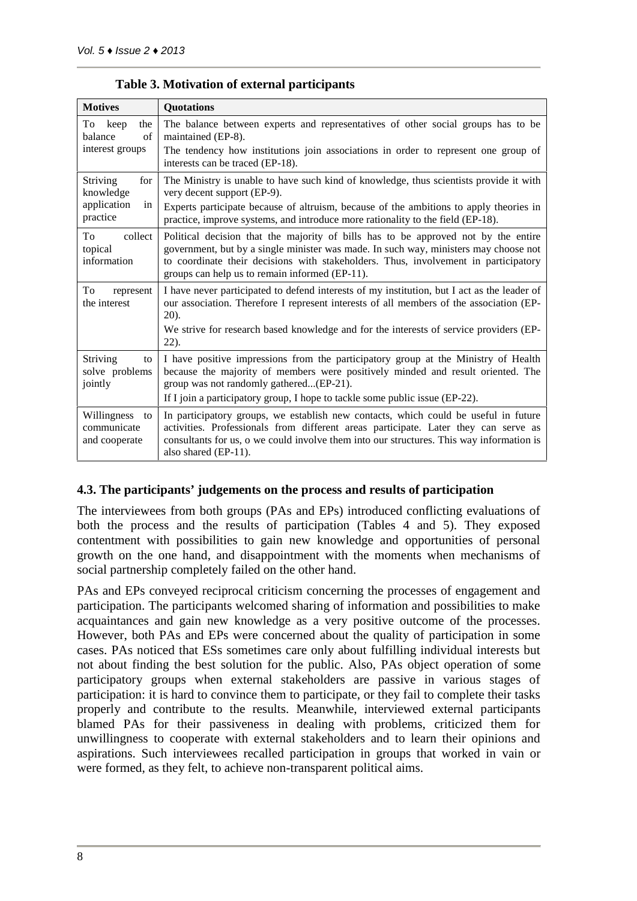**Table 3. Motivation of external participants**

| Motives | Quotations |
|---|---|
| To keep the balance of interest groups | The balance between experts and representatives of other social groups has to be maintained (EP-8). The tendency how institutions join associations in order to represent one group of interests can be traced (EP-18). |
| Striving for knowledge application in practice | The Ministry is unable to have such kind of knowledge, thus scientists provide it with very decent support (EP-9). Experts participate because of altruism, because of the ambitions to apply theories in practice, improve systems, and introduce more rationality to the field (EP-18). |
| To collect topical information | Political decision that the majority of bills has to be approved not by the entire government, but by a single minister was made. In such way, ministers may choose not to coordinate their decisions with stakeholders. Thus, involvement in participatory groups can help us to remain informed (EP-11). |
| To represent the interest | I have never participated to defend interests of my institution, but I act as the leader of our association. Therefore I represent interests of all members of the association (EP-20). We strive for research based knowledge and for the interests of service providers (EP-22). |
| Striving to solve problems jointly | I have positive impressions from the participatory group at the Ministry of Health because the majority of members were positively minded and result oriented. The group was not randomly gathered...(EP-21). If I join a participatory group, I hope to tackle some public issue (EP-22). |
| Willingness to communicate and cooperate | In participatory groups, we establish new contacts, which could be useful in future activities. Professionals from different areas participate. Later they can serve as consultants for us, o we could involve them into our structures. This way information is also shared (EP-11). |

### 4.3. The participants' judgements on the process and results of participation

The interviewees from both groups (PAs and EPs) introduced conflicting evaluations of both the process and the results of participation (Tables 4 and 5). They exposed contentment with possibilities to gain new knowledge and opportunities of personal growth on the one hand, and disappointment with the moments when mechanisms of social partnership completely failed on the other hand.

PAs and EPs conveyed reciprocal criticism concerning the processes of engagement and participation. The participants welcomed sharing of information and possibilities to make acquaintances and gain new knowledge as a very positive outcome of the processes. However, both PAs and EPs were concerned about the quality of participation in some cases. PAs noticed that ESs sometimes care only about fulfilling individual interests but not about finding the best solution for the public. Also, PAs object operation of some participatory groups when external stakeholders are passive in various stages of participation: it is hard to convince them to participate, or they fail to complete their tasks properly and contribute to the results. Meanwhile, interviewed external participants blamed PAs for their passiveness in dealing with problems, criticized them for unwillingness to cooperate with external stakeholders and to learn their opinions and aspirations. Such interviewees recalled participation in groups that worked in vain or were formed, as they felt, to achieve non-transparent political aims.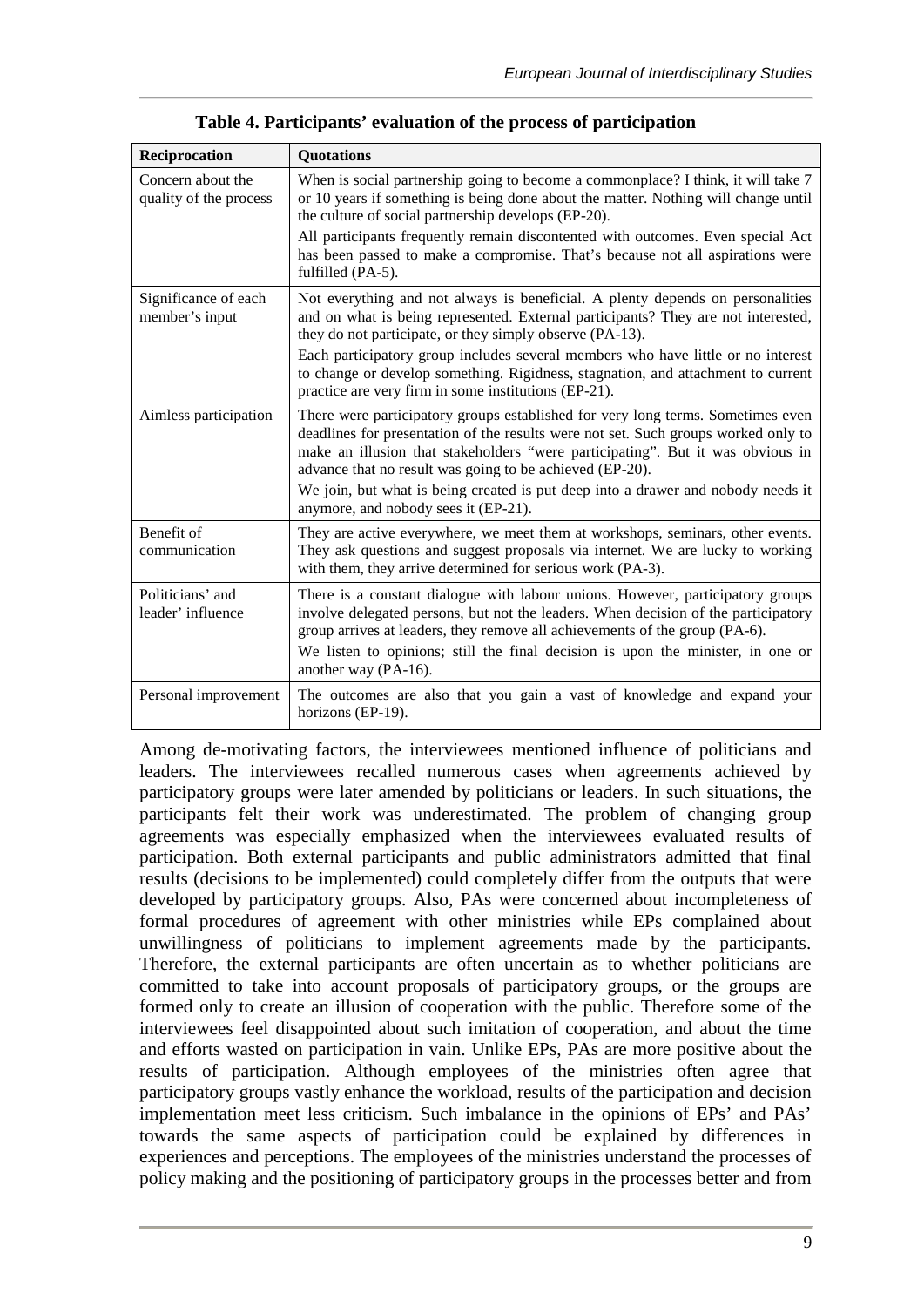**Table 4. Participants' evaluation of the process of participation**

| Reciprocation | Quotations |
|---|---|
| Concern about the quality of the process | When is social partnership going to become a commonplace? I think, it will take 7 or 10 years if something is being done about the matter. Nothing will change until the culture of social partnership develops (EP-20).<br>All participants frequently remain discontented with outcomes. Even special Act has been passed to make a compromise. That's because not all aspirations were fulfilled (PA-5). |
| Significance of each member's input | Not everything and not always is beneficial. A plenty depends on personalities and on what is being represented. External participants? They are not interested, they do not participate, or they simply observe (PA-13).<br>Each participatory group includes several members who have little or no interest to change or develop something. Rigidness, stagnation, and attachment to current practice are very firm in some institutions (EP-21). |
| Aimless participation | There were participatory groups established for very long terms. Sometimes even deadlines for presentation of the results were not set. Such groups worked only to make an illusion that stakeholders "were participating". But it was obvious in advance that no result was going to be achieved (EP-20).<br>We join, but what is being created is put deep into a drawer and nobody needs it anymore, and nobody sees it (EP-21). |
| Benefit of communication | They are active everywhere, we meet them at workshops, seminars, other events. They ask questions and suggest proposals via internet. We are lucky to working with them, they arrive determined for serious work (PA-3). |
| Politicians' and leader' influence | There is a constant dialogue with labour unions. However, participatory groups involve delegated persons, but not the leaders. When decision of the participatory group arrives at leaders, they remove all achievements of the group (PA-6).<br>We listen to opinions; still the final decision is upon the minister, in one or another way (PA-16). |
| Personal improvement | The outcomes are also that you gain a vast of knowledge and expand your horizons (EP-19). |

Among de-motivating factors, the interviewees mentioned influence of politicians and leaders. The interviewees recalled numerous cases when agreements achieved by participatory groups were later amended by politicians or leaders. In such situations, the participants felt their work was underestimated. The problem of changing group agreements was especially emphasized when the interviewees evaluated results of participation. Both external participants and public administrators admitted that final results (decisions to be implemented) could completely differ from the outputs that were developed by participatory groups. Also, PAs were concerned about incompleteness of formal procedures of agreement with other ministries while EPs complained about unwillingness of politicians to implement agreements made by the participants. Therefore, the external participants are often uncertain as to whether politicians are committed to take into account proposals of participatory groups, or the groups are formed only to create an illusion of cooperation with the public. Therefore some of the interviewees feel disappointed about such imitation of cooperation, and about the time and efforts wasted on participation in vain. Unlike EPs, PAs are more positive about the results of participation. Although employees of the ministries often agree that participatory groups vastly enhance the workload, results of the participation and decision implementation meet less criticism. Such imbalance in the opinions of EPs' and PAs' towards the same aspects of participation could be explained by differences in experiences and perceptions. The employees of the ministries understand the processes of policy making and the positioning of participatory groups in the processes better and from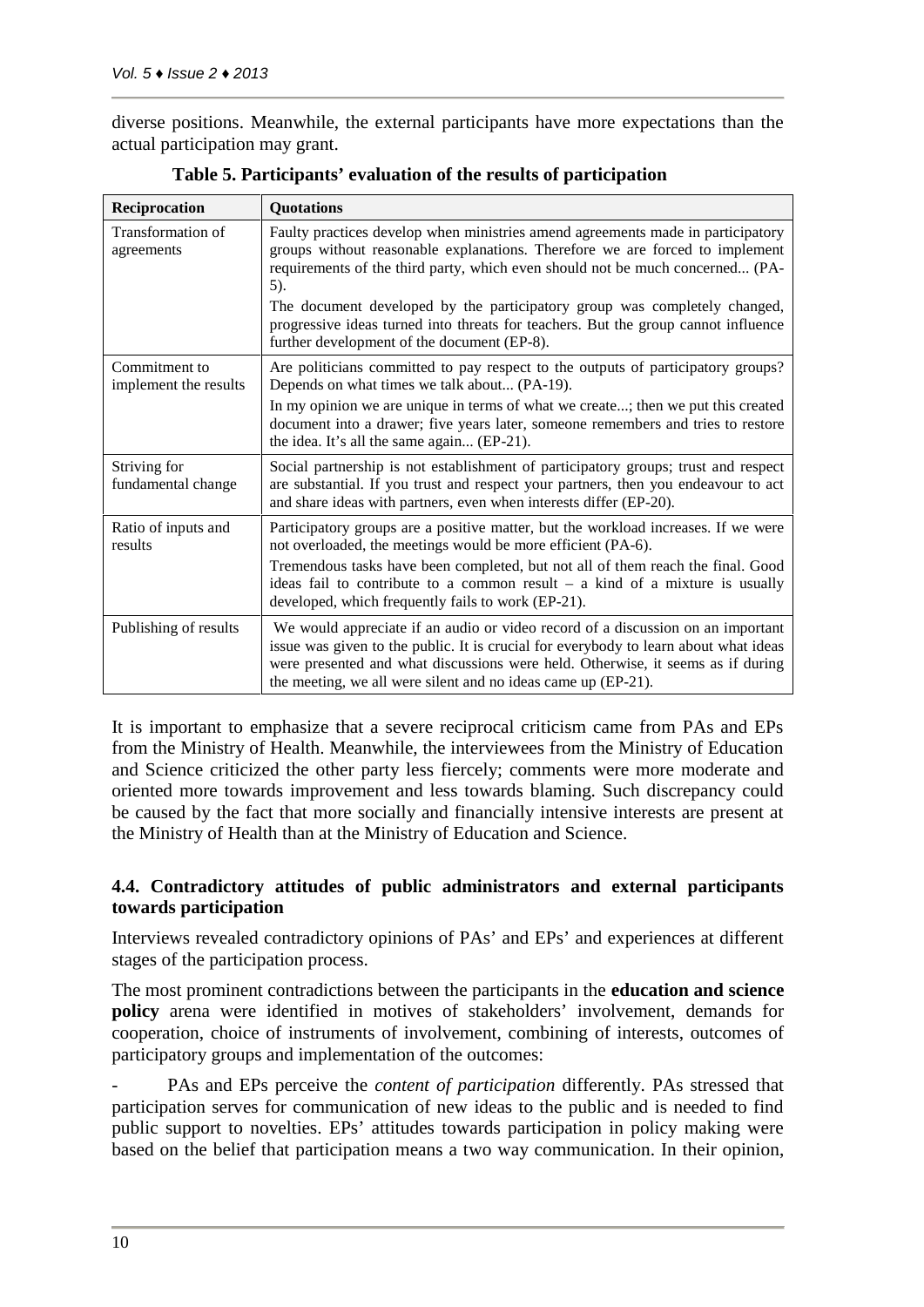diverse positions. Meanwhile, the external participants have more expectations than the actual participation may grant.

**Table 5. Participants' evaluation of the results of participation**

| Reciprocation | Quotations |
|---|---|
| Transformation of agreements | Faulty practices develop when ministries amend agreements made in participatory groups without reasonable explanations. Therefore we are forced to implement requirements of the third party, which even should not be much concerned... (PA-5). The document developed by the participatory group was completely changed, progressive ideas turned into threats for teachers. But the group cannot influence further development of the document (EP-8). |
| Commitment to implement the results | Are politicians committed to pay respect to the outputs of participatory groups? Depends on what times we talk about... (PA-19). In my opinion we are unique in terms of what we create...; then we put this created document into a drawer; five years later, someone remembers and tries to restore the idea. It's all the same again... (EP-21). |
| Striving for fundamental change | Social partnership is not establishment of participatory groups; trust and respect are substantial. If you trust and respect your partners, then you endeavour to act and share ideas with partners, even when interests differ (EP-20). |
| Ratio of inputs and results | Participatory groups are a positive matter, but the workload increases. If we were not overloaded, the meetings would be more efficient (PA-6). Tremendous tasks have been completed, but not all of them reach the final. Good ideas fail to contribute to a common result – a kind of a mixture is usually developed, which frequently fails to work (EP-21). |
| Publishing of results | We would appreciate if an audio or video record of a discussion on an important issue was given to the public. It is crucial for everybody to learn about what ideas were presented and what discussions were held. Otherwise, it seems as if during the meeting, we all were silent and no ideas came up (EP-21). |

It is important to emphasize that a severe reciprocal criticism came from PAs and EPs from the Ministry of Health. Meanwhile, the interviewees from the Ministry of Education and Science criticized the other party less fiercely; comments were more moderate and oriented more towards improvement and less towards blaming. Such discrepancy could be caused by the fact that more socially and financially intensive interests are present at the Ministry of Health than at the Ministry of Education and Science.

### 4.4. Contradictory attitudes of public administrators and external participants towards participation

Interviews revealed contradictory opinions of PAs' and EPs' and experiences at different stages of the participation process.

The most prominent contradictions between the participants in the **education and science policy** arena were identified in motives of stakeholders' involvement, demands for cooperation, choice of instruments of involvement, combining of interests, outcomes of participatory groups and implementation of the outcomes:

- PAs and EPs perceive the *content of participation* differently. PAs stressed that participation serves for communication of new ideas to the public and is needed to find public support to novelties. EPs' attitudes towards participation in policy making were based on the belief that participation means a two way communication. In their opinion,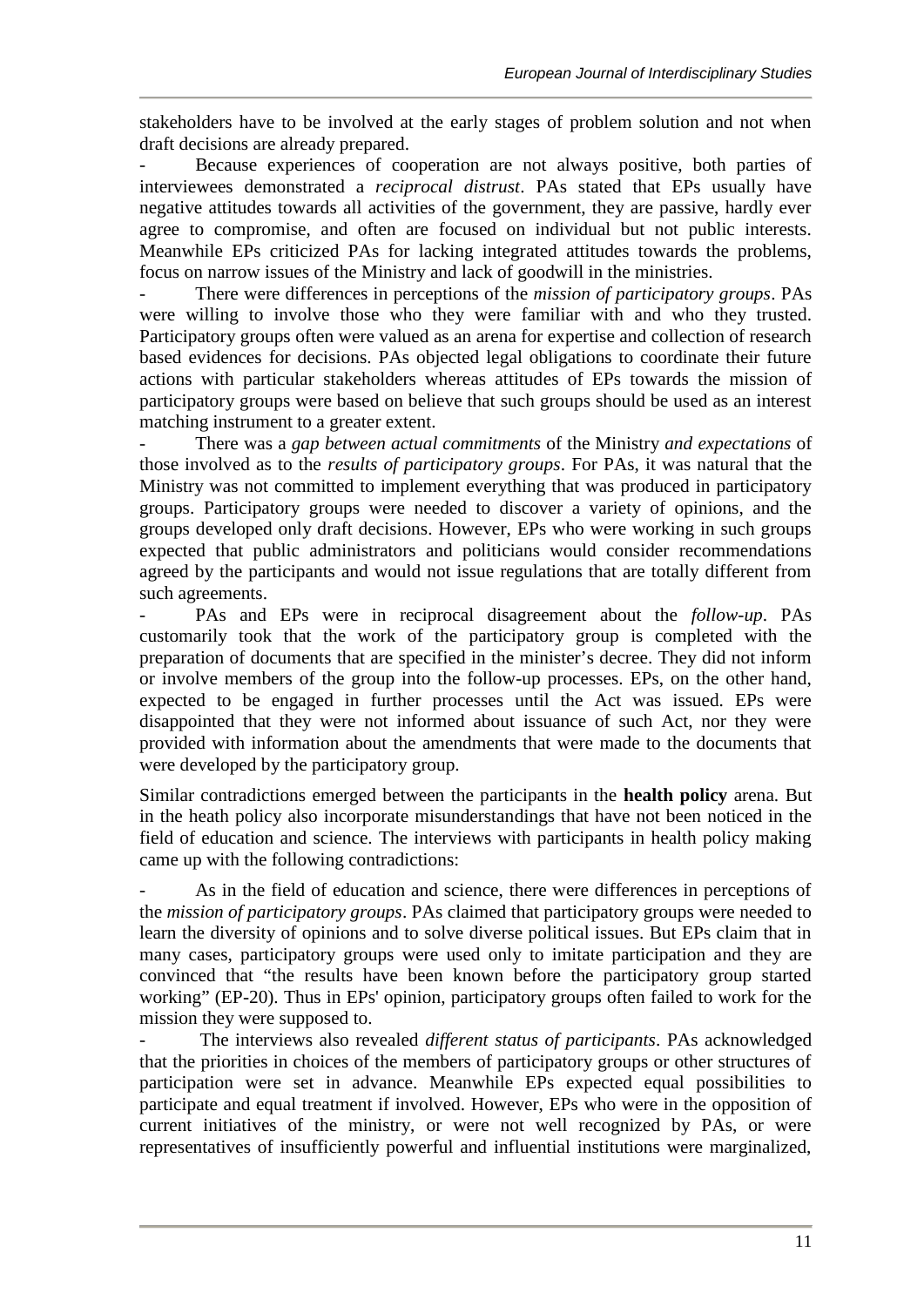stakeholders have to be involved at the early stages of problem solution and not when draft decisions are already prepared.

- Because experiences of cooperation are not always positive, both parties of interviewees demonstrated a *reciprocal distrust*. PAs stated that EPs usually have negative attitudes towards all activities of the government, they are passive, hardly ever agree to compromise, and often are focused on individual but not public interests. Meanwhile EPs criticized PAs for lacking integrated attitudes towards the problems, focus on narrow issues of the Ministry and lack of goodwill in the ministries.
- There were differences in perceptions of the *mission of participatory groups*. PAs were willing to involve those who they were familiar with and who they trusted. Participatory groups often were valued as an arena for expertise and collection of research based evidences for decisions. PAs objected legal obligations to coordinate their future actions with particular stakeholders whereas attitudes of EPs towards the mission of participatory groups were based on believe that such groups should be used as an interest matching instrument to a greater extent.
- There was a *gap between actual commitments* of the Ministry *and expectations* of those involved as to the *results of participatory groups*. For PAs, it was natural that the Ministry was not committed to implement everything that was produced in participatory groups. Participatory groups were needed to discover a variety of opinions, and the groups developed only draft decisions. However, EPs who were working in such groups expected that public administrators and politicians would consider recommendations agreed by the participants and would not issue regulations that are totally different from such agreements.
- PAs and EPs were in reciprocal disagreement about the *follow-up*. PAs customarily took that the work of the participatory group is completed with the preparation of documents that are specified in the minister's decree. They did not inform or involve members of the group into the follow-up processes. EPs, on the other hand, expected to be engaged in further processes until the Act was issued. EPs were disappointed that they were not informed about issuance of such Act, nor they were provided with information about the amendments that were made to the documents that were developed by the participatory group.

Similar contradictions emerged between the participants in the **health policy** arena. But in the heath policy also incorporate misunderstandings that have not been noticed in the field of education and science. The interviews with participants in health policy making came up with the following contradictions:

- As in the field of education and science, there were differences in perceptions of the *mission of participatory groups*. PAs claimed that participatory groups were needed to learn the diversity of opinions and to solve diverse political issues. But EPs claim that in many cases, participatory groups were used only to imitate participation and they are convinced that "the results have been known before the participatory group started working" (EP-20). Thus in EPs' opinion, participatory groups often failed to work for the mission they were supposed to.
- The interviews also revealed *different status of participants*. PAs acknowledged that the priorities in choices of the members of participatory groups or other structures of participation were set in advance. Meanwhile EPs expected equal possibilities to participate and equal treatment if involved. However, EPs who were in the opposition of current initiatives of the ministry, or were not well recognized by PAs, or were representatives of insufficiently powerful and influential institutions were marginalized,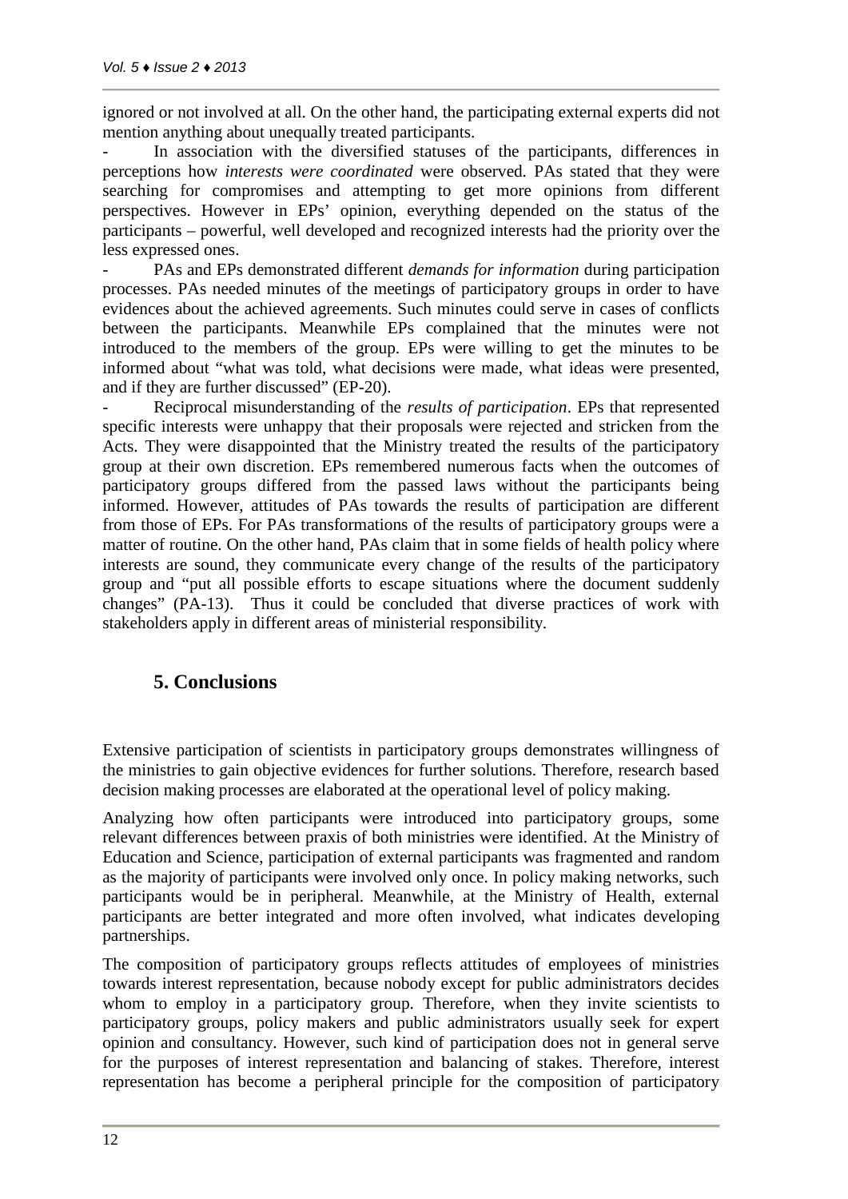ignored or not involved at all. On the other hand, the participating external experts did not mention anything about unequally treated participants.

- In association with the diversified statuses of the participants, differences in perceptions how *interests were coordinated* were observed. PAs stated that they were searching for compromises and attempting to get more opinions from different perspectives. However in EPs' opinion, everything depended on the status of the participants – powerful, well developed and recognized interests had the priority over the less expressed ones.
- PAs and EPs demonstrated different *demands for information* during participation processes. PAs needed minutes of the meetings of participatory groups in order to have evidences about the achieved agreements. Such minutes could serve in cases of conflicts between the participants. Meanwhile EPs complained that the minutes were not introduced to the members of the group. EPs were willing to get the minutes to be informed about "what was told, what decisions were made, what ideas were presented, and if they are further discussed" (EP-20).
- Reciprocal misunderstanding of the *results of participation*. EPs that represented specific interests were unhappy that their proposals were rejected and stricken from the Acts. They were disappointed that the Ministry treated the results of the participatory group at their own discretion. EPs remembered numerous facts when the outcomes of participatory groups differed from the passed laws without the participants being informed. However, attitudes of PAs towards the results of participation are different from those of EPs. For PAs transformations of the results of participatory groups were a matter of routine. On the other hand, PAs claim that in some fields of health policy where interests are sound, they communicate every change of the results of the participatory group and "put all possible efforts to escape situations where the document suddenly changes" (PA-13). Thus it could be concluded that diverse practices of work with stakeholders apply in different areas of ministerial responsibility.

## 5. Conclusions

Extensive participation of scientists in participatory groups demonstrates willingness of the ministries to gain objective evidences for further solutions. Therefore, research based decision making processes are elaborated at the operational level of policy making.

Analyzing how often participants were introduced into participatory groups, some relevant differences between praxis of both ministries were identified. At the Ministry of Education and Science, participation of external participants was fragmented and random as the majority of participants were involved only once. In policy making networks, such participants would be in peripheral. Meanwhile, at the Ministry of Health, external participants are better integrated and more often involved, what indicates developing partnerships.

The composition of participatory groups reflects attitudes of employees of ministries towards interest representation, because nobody except for public administrators decides whom to employ in a participatory group. Therefore, when they invite scientists to participatory groups, policy makers and public administrators usually seek for expert opinion and consultancy. However, such kind of participation does not in general serve for the purposes of interest representation and balancing of stakes. Therefore, interest representation has become a peripheral principle for the composition of participatory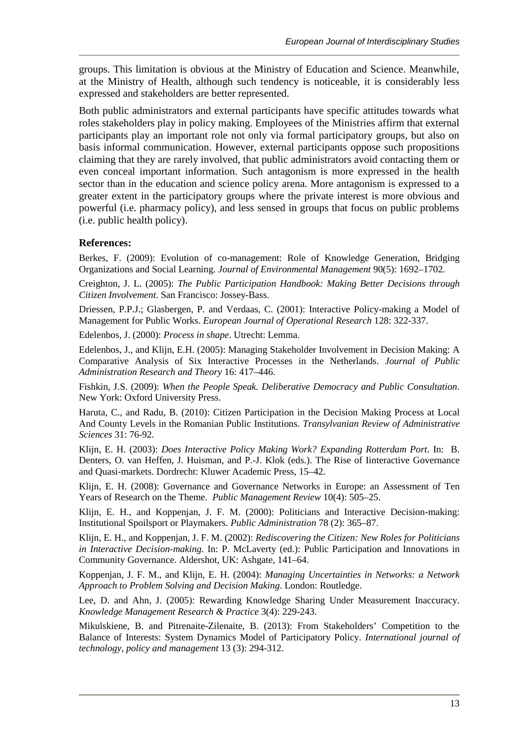groups. This limitation is obvious at the Ministry of Education and Science. Meanwhile, at the Ministry of Health, although such tendency is noticeable, it is considerably less expressed and stakeholders are better represented.

Both public administrators and external participants have specific attitudes towards what roles stakeholders play in policy making. Employees of the Ministries affirm that external participants play an important role not only via formal participatory groups, but also on basis informal communication. However, external participants oppose such propositions claiming that they are rarely involved, that public administrators avoid contacting them or even conceal important information. Such antagonism is more expressed in the health sector than in the education and science policy arena. More antagonism is expressed to a greater extent in the participatory groups where the private interest is more obvious and powerful (i.e. pharmacy policy), and less sensed in groups that focus on public problems (i.e. public health policy).

**References:**

Berkes, F. (2009): Evolution of co-management: Role of Knowledge Generation, Bridging Organizations and Social Learning. *Journal of Environmental Management* 90(5): 1692–1702.

Creighton, J. L. (2005): *The Public Participation Handbook: Making Better Decisions through Citizen Involvement*. San Francisco: Jossey-Bass.

Driessen, P.P.J.; Glasbergen, P. and Verdaas, C. (2001): Interactive Policy-making a Model of Management for Public Works. *European Journal of Operational Research* 128: 322-337.

Edelenbos, J. (2000): *Process in shape*. Utrecht: Lemma.

Edelenbos, J., and Klijn, E.H. (2005): Managing Stakeholder Involvement in Decision Making: A Comparative Analysis of Six Interactive Processes in the Netherlands. *Journal of Public Administration Research and Theory* 16: 417–446.

Fishkin, J.S. (2009): *When the People Speak. Deliberative Democracy and Public Consultation*. New York: Oxford University Press.

Haruta, C., and Radu, B. (2010): Citizen Participation in the Decision Making Process at Local And County Levels in the Romanian Public Institutions. *Transylvanian Review of Administrative Sciences* 31: 76-92.

Klijn, E. H. (2003): *Does Interactive Policy Making Work? Expanding Rotterdam Port*. In: B. Denters, O. van Heffen, J. Huisman, and P.-J. Klok (eds.). The Rise of Iinteractive Governance and Quasi-markets. Dordrecht: Kluwer Academic Press, 15–42.

Klijn, E. H. (2008): Governance and Governance Networks in Europe: an Assessment of Ten Years of Research on the Theme. *Public Management Review* 10(4): 505–25.

Klijn, E. H., and Koppenjan, J. F. M. (2000): Politicians and Interactive Decision-making: Institutional Spoilsport or Playmakers. *Public Administration* 78 (2): 365–87.

Klijn, E. H., and Koppenjan, J. F. M. (2002): *Rediscovering the Citizen: New Roles for Politicians in Interactive Decision-making*. In: P. McLaverty (ed.): Public Participation and Innovations in Community Governance. Aldershot, UK: Ashgate, 141–64.

Koppenjan, J. F. M., and Klijn, E. H. (2004): *Managing Uncertainties in Networks: a Network Approach to Problem Solving and Decision Making*. London: Routledge.

Lee, D. and Ahn, J. (2005): Rewarding Knowledge Sharing Under Measurement Inaccuracy. *Knowledge Management Research & Practice* 3(4): 229-243.

Mikulskiene, B. and Pitrenaite-Zilenaite, B. (2013): From Stakeholders' Competition to the Balance of Interests: System Dynamics Model of Participatory Policy. *International journal of technology, policy and management* 13 (3): 294-312.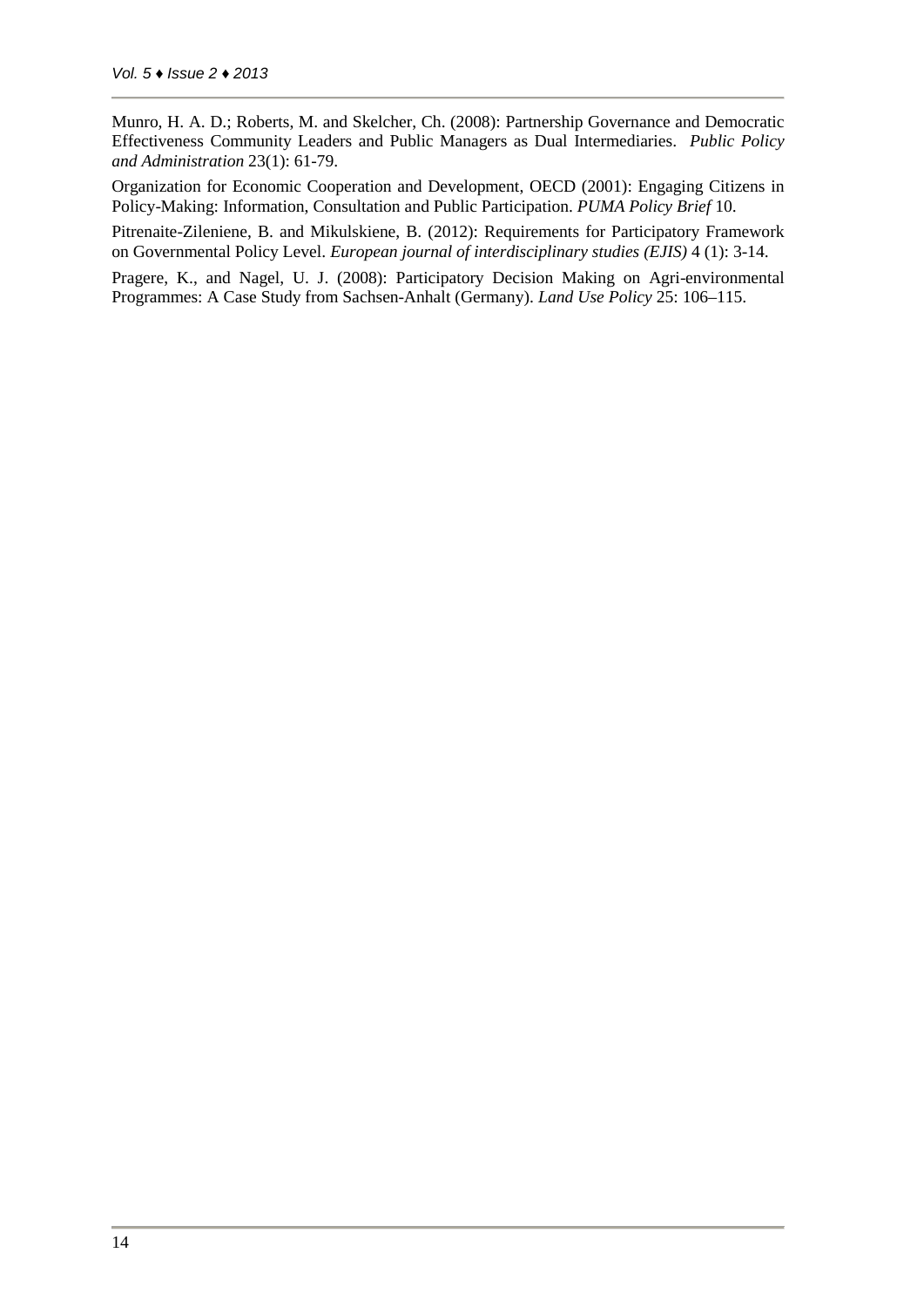Munro, H. A. D.; Roberts, M. and Skelcher, Ch. (2008): Partnership Governance and Democratic Effectiveness Community Leaders and Public Managers as Dual Intermediaries. *Public Policy and Administration* 23(1): 61-79.

Organization for Economic Cooperation and Development, OECD (2001): Engaging Citizens in Policy-Making: Information, Consultation and Public Participation. *PUMA Policy Brief* 10.

Pitrenaite-Zileniene, B. and Mikulskiene, B. (2012): Requirements for Participatory Framework on Governmental Policy Level. *European journal of interdisciplinary studies (EJIS)* 4 (1): 3-14.

Pragere, K., and Nagel, U. J. (2008): Participatory Decision Making on Agri-environmental Programmes: A Case Study from Sachsen-Anhalt (Germany). *Land Use Policy* 25: 106–115.